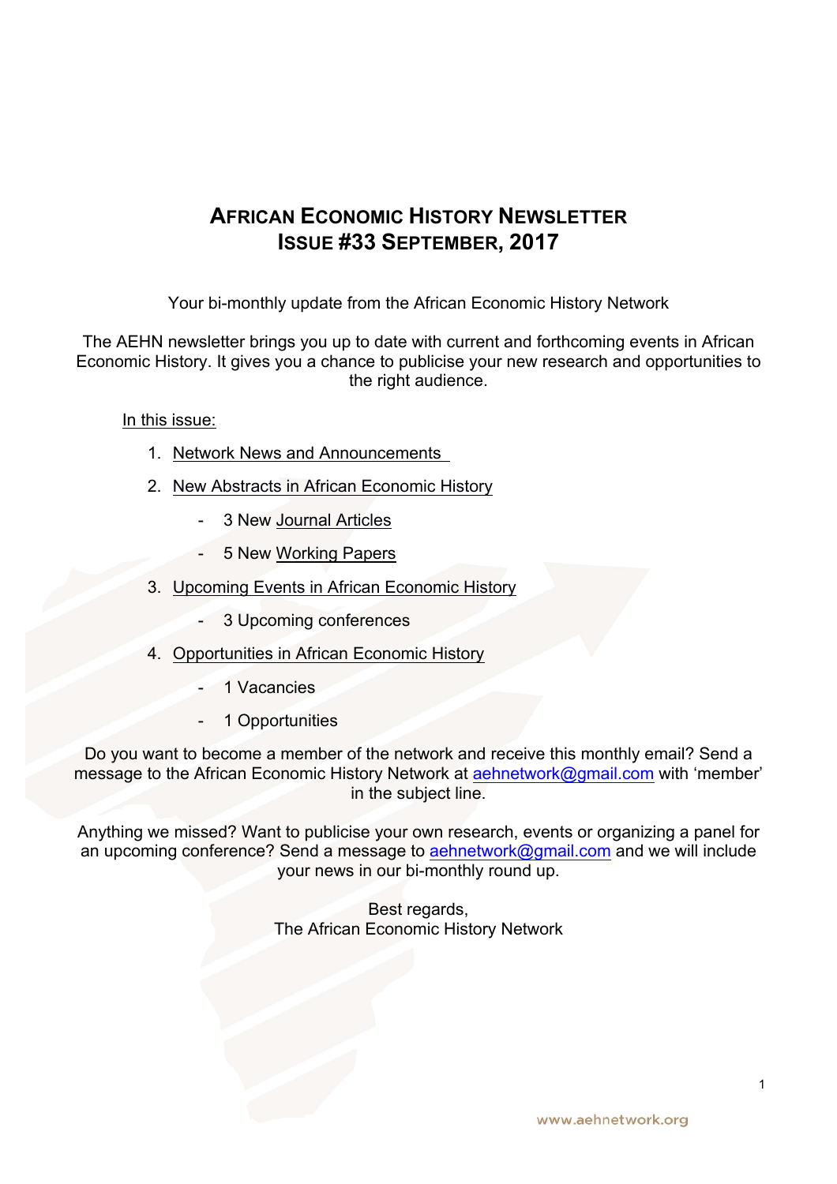# AFRICAN ECONOMIC HISTORY NEWSLETTER
# ISSUE #33 SEPTEMBER, 2017

Your bi-monthly update from the African Economic History Network

The AEHN newsletter brings you up to date with current and forthcoming events in African Economic History. It gives you a chance to publicise your new research and opportunities to the right audience.

In this issue:

1. Network News and Announcements
2. New Abstracts in African Economic History
   - 3 New Journal Articles
   - 5 New Working Papers
3. Upcoming Events in African Economic History
   - 3 Upcoming conferences
4. Opportunities in African Economic History
   - 1 Vacancies
   - 1 Opportunities

Do you want to become a member of the network and receive this monthly email? Send a message to the African Economic History Network at aehnetwork@gmail.com with 'member' in the subject line.

Anything we missed? Want to publicise your own research, events or organizing a panel for an upcoming conference? Send a message to aehnetwork@gmail.com and we will include your news in our bi-monthly round up.

Best regards,
The African Economic History Network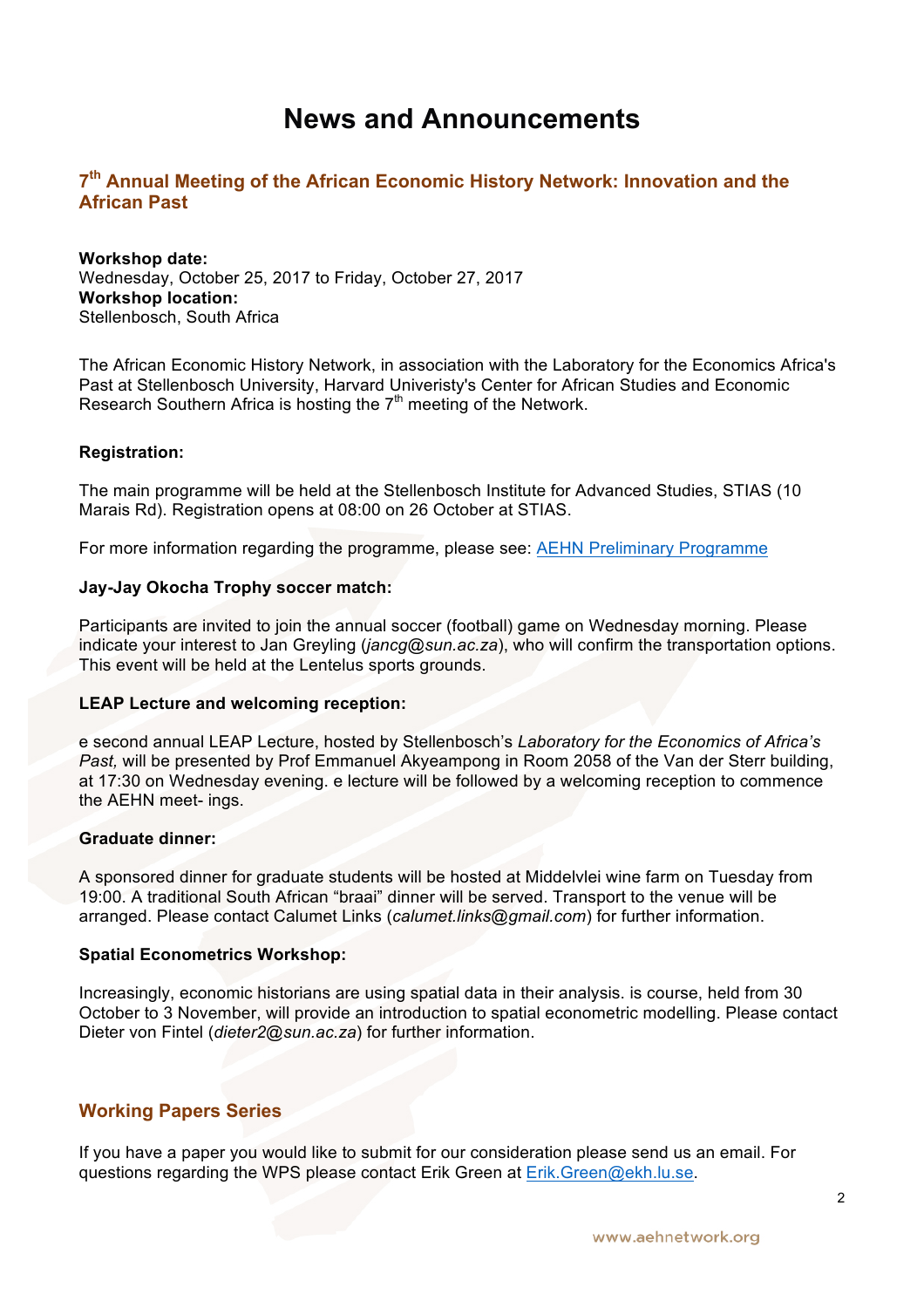# News and Announcements

## 7th Annual Meeting of the African Economic History Network: Innovation and the African Past

**Workshop date:**
Wednesday, October 25, 2017 to Friday, October 27, 2017
**Workshop location:**
Stellenbosch, South Africa

The African Economic History Network, in association with the Laboratory for the Economics Africa's Past at Stellenbosch University, Harvard University's Center for African Studies and Economic Research Southern Africa is hosting the 7th meeting of the Network.

**Registration:**

The main programme will be held at the Stellenbosch Institute for Advanced Studies, STIAS (10 Marais Rd). Registration opens at 08:00 on 26 October at STIAS.

For more information regarding the programme, please see: AEHN Preliminary Programme

**Jay-Jay Okocha Trophy soccer match:**

Participants are invited to join the annual soccer (football) game on Wednesday morning. Please indicate your interest to Jan Greyling (*jancg@sun.ac.za*), who will confirm the transportation options. This event will be held at the Lentelus sports grounds.

**LEAP Lecture and welcoming reception:**

e second annual LEAP Lecture, hosted by Stellenbosch's *Laboratory for the Economics of Africa's Past,* will be presented by Prof Emmanuel Akyeampong in Room 2058 of the Van der Sterr building, at 17:30 on Wednesday evening. e lecture will be followed by a welcoming reception to commence the AEHN meet- ings.

**Graduate dinner:**

A sponsored dinner for graduate students will be hosted at Middelvlei wine farm on Tuesday from 19:00. A traditional South African "braai" dinner will be served. Transport to the venue will be arranged. Please contact Calumet Links (*calumet.links@gmail.com*) for further information.

**Spatial Econometrics Workshop:**

Increasingly, economic historians are using spatial data in their analysis. is course, held from 30 October to 3 November, will provide an introduction to spatial econometric modelling. Please contact Dieter von Fintel (*dieter2@sun.ac.za*) for further information.

## Working Papers Series

If you have a paper you would like to submit for our consideration please send us an email. For questions regarding the WPS please contact Erik Green at Erik.Green@ekh.lu.se.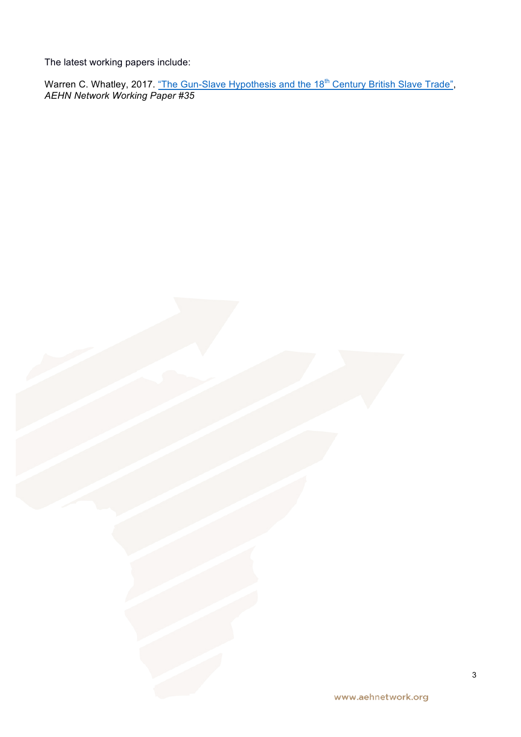The latest working papers include:

Warren C. Whatley, 2017. "The Gun-Slave Hypothesis and the 18th Century British Slave Trade", *AEHN Network Working Paper #35*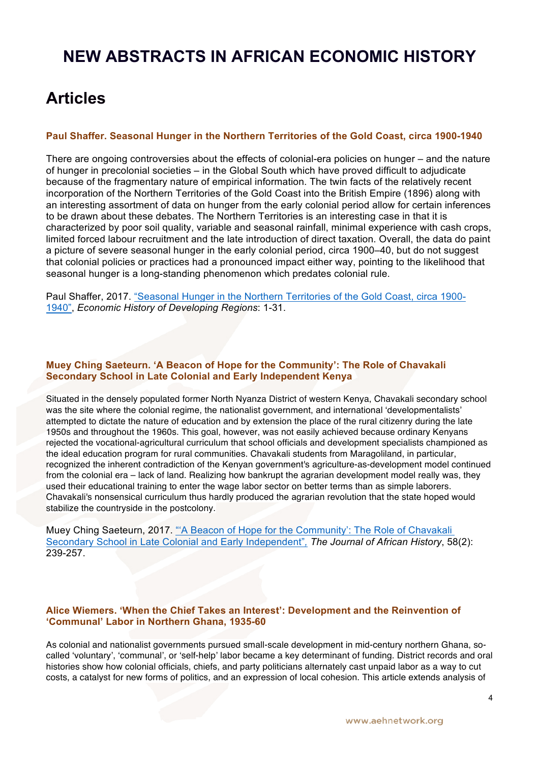# NEW ABSTRACTS IN AFRICAN ECONOMIC HISTORY

## Articles

### Paul Shaffer. Seasonal Hunger in the Northern Territories of the Gold Coast, circa 1900-1940

There are ongoing controversies about the effects of colonial-era policies on hunger – and the nature of hunger in precolonial societies – in the Global South which have proved difficult to adjudicate because of the fragmentary nature of empirical information. The twin facts of the relatively recent incorporation of the Northern Territories of the Gold Coast into the British Empire (1896) along with an interesting assortment of data on hunger from the early colonial period allow for certain inferences to be drawn about these debates. The Northern Territories is an interesting case in that it is characterized by poor soil quality, variable and seasonal rainfall, minimal experience with cash crops, limited forced labour recruitment and the late introduction of direct taxation. Overall, the data do paint a picture of severe seasonal hunger in the early colonial period, circa 1900–40, but do not suggest that colonial policies or practices had a pronounced impact either way, pointing to the likelihood that seasonal hunger is a long-standing phenomenon which predates colonial rule.

Paul Shaffer, 2017. "Seasonal Hunger in the Northern Territories of the Gold Coast, circa 1900-1940", *Economic History of Developing Regions*: 1-31.

### Muey Ching Saeteurn. 'A Beacon of Hope for the Community': The Role of Chavakali Secondary School in Late Colonial and Early Independent Kenya

Situated in the densely populated former North Nyanza District of western Kenya, Chavakali secondary school was the site where the colonial regime, the nationalist government, and international 'developmentalists' attempted to dictate the nature of education and by extension the place of the rural citizenry during the late 1950s and throughout the 1960s. This goal, however, was not easily achieved because ordinary Kenyans rejected the vocational-agricultural curriculum that school officials and development specialists championed as the ideal education program for rural communities. Chavakali students from Maragoliland, in particular, recognized the inherent contradiction of the Kenyan government's agriculture-as-development model continued from the colonial era – lack of land. Realizing how bankrupt the agrarian development model really was, they used their educational training to enter the wage labor sector on better terms than as simple laborers. Chavakali's nonsensical curriculum thus hardly produced the agrarian revolution that the state hoped would stabilize the countryside in the postcolony.

Muey Ching Saeteurn, 2017. "'A Beacon of Hope for the Community': The Role of Chavakali Secondary School in Late Colonial and Early Independent", *The Journal of African History*, 58(2): 239-257.

### Alice Wiemers. 'When the Chief Takes an Interest': Development and the Reinvention of 'Communal' Labor in Northern Ghana, 1935-60

As colonial and nationalist governments pursued small-scale development in mid-century northern Ghana, so-called 'voluntary', 'communal', or 'self-help' labor became a key determinant of funding. District records and oral histories show how colonial officials, chiefs, and party politicians alternately cast unpaid labor as a way to cut costs, a catalyst for new forms of politics, and an expression of local cohesion. This article extends analysis of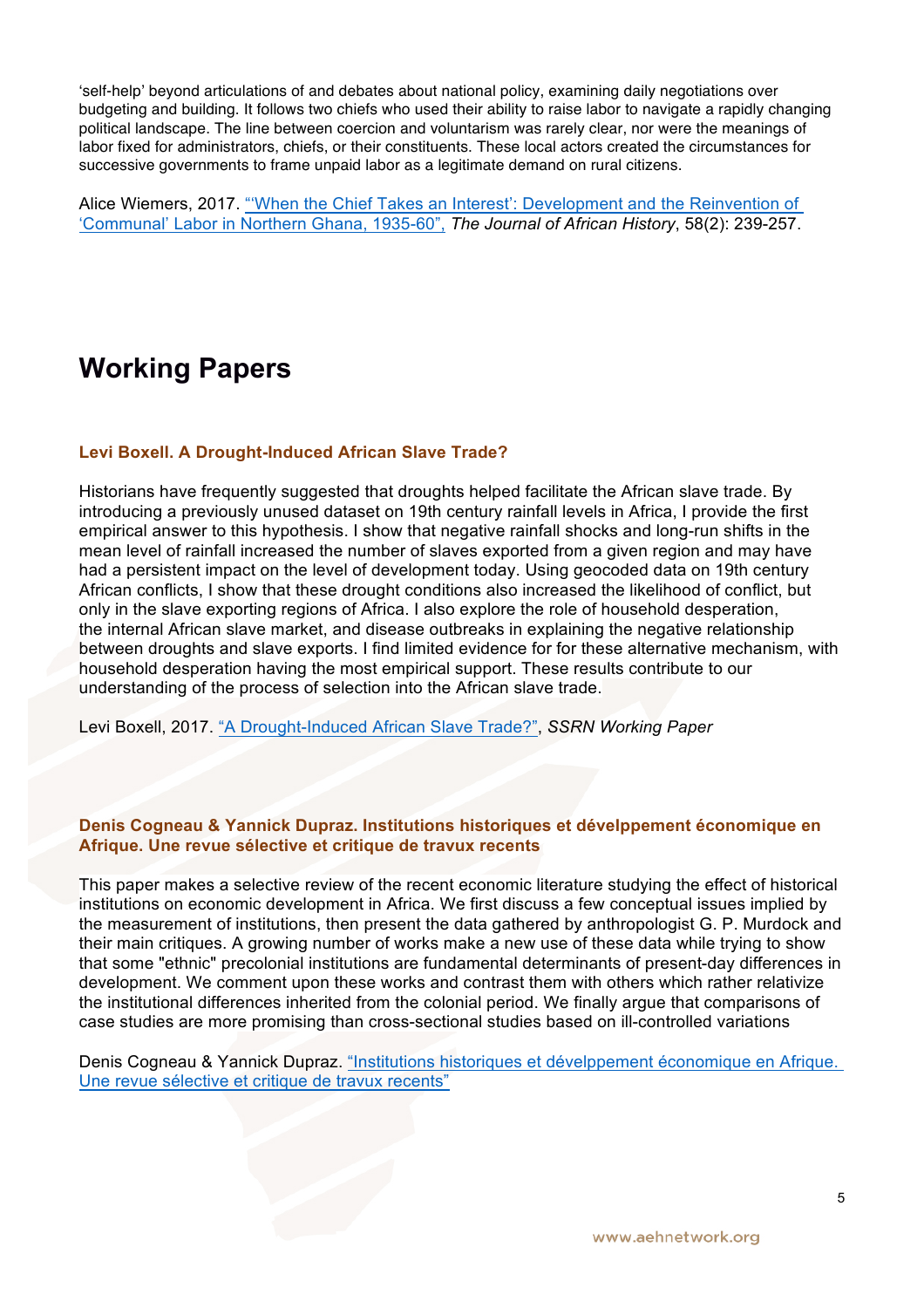'self-help' beyond articulations of and debates about national policy, examining daily negotiations over budgeting and building. It follows two chiefs who used their ability to raise labor to navigate a rapidly changing political landscape. The line between coercion and voluntarism was rarely clear, nor were the meanings of labor fixed for administrators, chiefs, or their constituents. These local actors created the circumstances for successive governments to frame unpaid labor as a legitimate demand on rural citizens.

Alice Wiemers, 2017. "'When the Chief Takes an Interest': Development and the Reinvention of 'Communal' Labor in Northern Ghana, 1935-60", *The Journal of African History*, 58(2): 239-257.

# Working Papers

### Levi Boxell. A Drought-Induced African Slave Trade?

Historians have frequently suggested that droughts helped facilitate the African slave trade. By introducing a previously unused dataset on 19th century rainfall levels in Africa, I provide the first empirical answer to this hypothesis. I show that negative rainfall shocks and long-run shifts in the mean level of rainfall increased the number of slaves exported from a given region and may have had a persistent impact on the level of development today. Using geocoded data on 19th century African conflicts, I show that these drought conditions also increased the likelihood of conflict, but only in the slave exporting regions of Africa. I also explore the role of household desperation, the internal African slave market, and disease outbreaks in explaining the negative relationship between droughts and slave exports. I find limited evidence for for these alternative mechanism, with household desperation having the most empirical support. These results contribute to our understanding of the process of selection into the African slave trade.

Levi Boxell, 2017. "A Drought-Induced African Slave Trade?", *SSRN Working Paper*

### Denis Cogneau & Yannick Dupraz. Institutions historiques et dévelppement économique en Afrique. Une revue sélective et critique de travux recents

This paper makes a selective review of the recent economic literature studying the effect of historical institutions on economic development in Africa. We first discuss a few conceptual issues implied by the measurement of institutions, then present the data gathered by anthropologist G. P. Murdock and their main critiques. A growing number of works make a new use of these data while trying to show that some "ethnic" precolonial institutions are fundamental determinants of present-day differences in development. We comment upon these works and contrast them with others which rather relativize the institutional differences inherited from the colonial period. We finally argue that comparisons of case studies are more promising than cross-sectional studies based on ill-controlled variations

Denis Cogneau & Yannick Dupraz. "Institutions historiques et dévelppement économique en Afrique. Une revue sélective et critique de travux recents"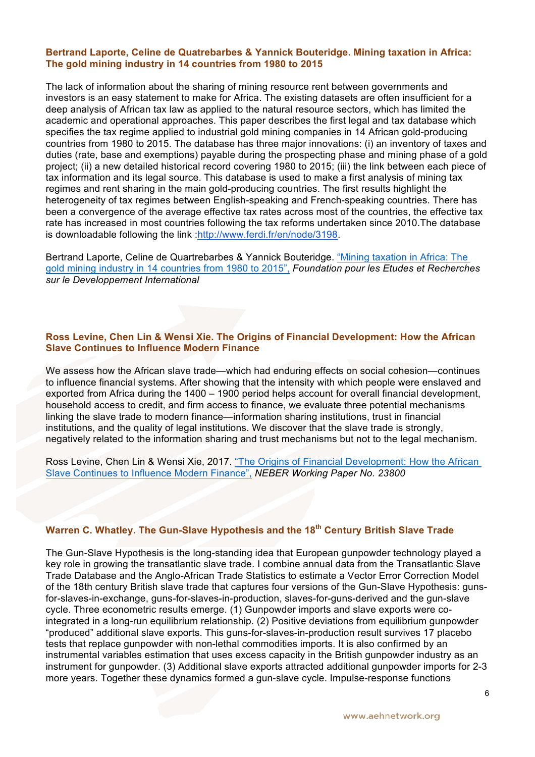### Bertrand Laporte, Celine de Quatrebarbes & Yannick Bouteridge. Mining taxation in Africa: The gold mining industry in 14 countries from 1980 to 2015

The lack of information about the sharing of mining resource rent between governments and investors is an easy statement to make for Africa. The existing datasets are often insufficient for a deep analysis of African tax law as applied to the natural resource sectors, which has limited the academic and operational approaches. This paper describes the first legal and tax database which specifies the tax regime applied to industrial gold mining companies in 14 African gold-producing countries from 1980 to 2015. The database has three major innovations: (i) an inventory of taxes and duties (rate, base and exemptions) payable during the prospecting phase and mining phase of a gold project; (ii) a new detailed historical record covering 1980 to 2015; (iii) the link between each piece of tax information and its legal source. This database is used to make a first analysis of mining tax regimes and rent sharing in the main gold-producing countries. The first results highlight the heterogeneity of tax regimes between English-speaking and French-speaking countries. There has been a convergence of the average effective tax rates across most of the countries, the effective tax rate has increased in most countries following the tax reforms undertaken since 2010.The database is downloadable following the link :[http://www.ferdi.fr/en/node/3198](http://www.ferdi.fr/en/node/3198).

Bertrand Laporte, Celine de Quartrebarbes & Yannick Bouteridge. ["Mining taxation in Africa: The gold mining industry in 14 countries from 1980 to 2015",](http://www.ferdi.fr/en/node/3198) *Foundation pour les Etudes et Recherches sur le Developpement International*

### Ross Levine, Chen Lin & Wensi Xie. The Origins of Financial Development: How the African Slave Continues to Influence Modern Finance

We assess how the African slave trade—which had enduring effects on social cohesion—continues to influence financial systems. After showing that the intensity with which people were enslaved and exported from Africa during the 1400 – 1900 period helps account for overall financial development, household access to credit, and firm access to finance, we evaluate three potential mechanisms linking the slave trade to modern finance—information sharing institutions, trust in financial institutions, and the quality of legal institutions. We discover that the slave trade is strongly, negatively related to the information sharing and trust mechanisms but not to the legal mechanism.

Ross Levine, Chen Lin & Wensi Xie, 2017. "The Origins of Financial Development: How the African Slave Continues to Influence Modern Finance", *NEBER Working Paper No. 23800*

### Warren C. Whatley. The Gun-Slave Hypothesis and the 18th Century British Slave Trade

The Gun-Slave Hypothesis is the long-standing idea that European gunpowder technology played a key role in growing the transatlantic slave trade. I combine annual data from the Transatlantic Slave Trade Database and the Anglo-African Trade Statistics to estimate a Vector Error Correction Model of the 18th century British slave trade that captures four versions of the Gun-Slave Hypothesis: guns-for-slaves-in-exchange, guns-for-slaves-in-production, slaves-for-guns-derived and the gun-slave cycle. Three econometric results emerge. (1) Gunpowder imports and slave exports were co-integrated in a long-run equilibrium relationship. (2) Positive deviations from equilibrium gunpowder "produced" additional slave exports. This guns-for-slaves-in-production result survives 17 placebo tests that replace gunpowder with non-lethal commodities imports. It is also confirmed by an instrumental variables estimation that uses excess capacity in the British gunpowder industry as an instrument for gunpowder. (3) Additional slave exports attracted additional gunpowder imports for 2-3 more years. Together these dynamics formed a gun-slave cycle. Impulse-response functions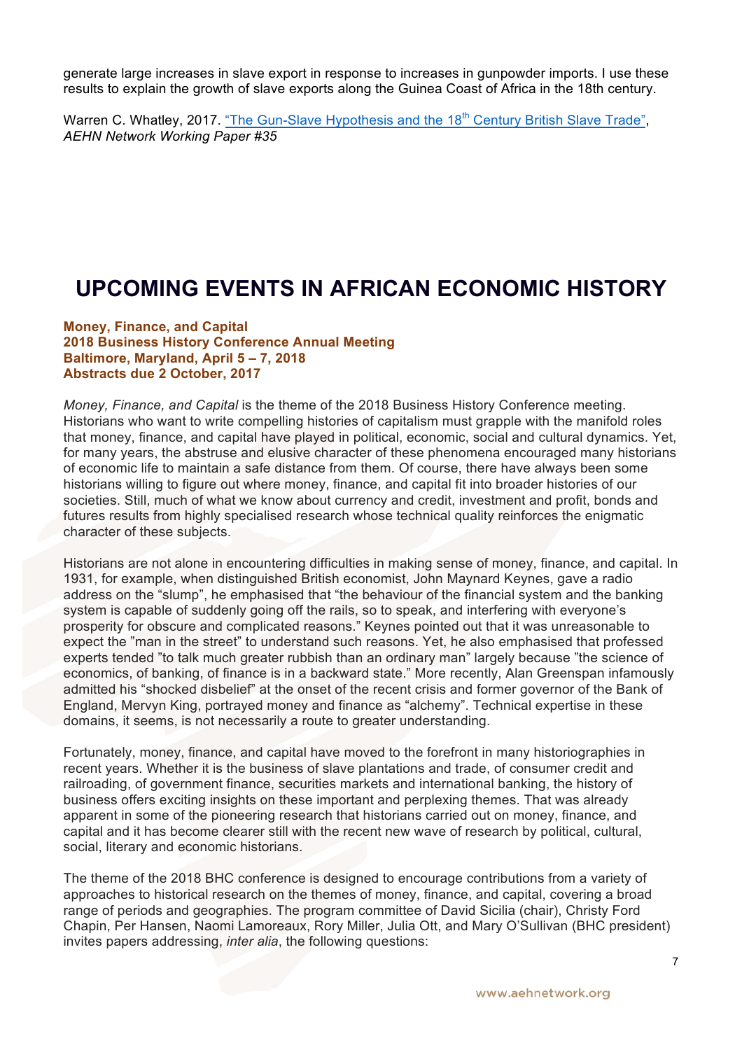generate large increases in slave export in response to increases in gunpowder imports. I use these results to explain the growth of slave exports along the Guinea Coast of Africa in the 18th century.

Warren C. Whatley, 2017. "The Gun-Slave Hypothesis and the 18th Century British Slave Trade", *AEHN Network Working Paper #35*

# UPCOMING EVENTS IN AFRICAN ECONOMIC HISTORY

**Money, Finance, and Capital**
**2018 Business History Conference Annual Meeting**
**Baltimore, Maryland, April 5 – 7, 2018**
**Abstracts due 2 October, 2017**

*Money, Finance, and Capital* is the theme of the 2018 Business History Conference meeting. Historians who want to write compelling histories of capitalism must grapple with the manifold roles that money, finance, and capital have played in political, economic, social and cultural dynamics. Yet, for many years, the abstruse and elusive character of these phenomena encouraged many historians of economic life to maintain a safe distance from them. Of course, there have always been some historians willing to figure out where money, finance, and capital fit into broader histories of our societies. Still, much of what we know about currency and credit, investment and profit, bonds and futures results from highly specialised research whose technical quality reinforces the enigmatic character of these subjects.

Historians are not alone in encountering difficulties in making sense of money, finance, and capital. In 1931, for example, when distinguished British economist, John Maynard Keynes, gave a radio address on the "slump", he emphasised that "the behaviour of the financial system and the banking system is capable of suddenly going off the rails, so to speak, and interfering with everyone's prosperity for obscure and complicated reasons." Keynes pointed out that it was unreasonable to expect the "man in the street" to understand such reasons. Yet, he also emphasised that professed experts tended "to talk much greater rubbish than an ordinary man" largely because "the science of economics, of banking, of finance is in a backward state." More recently, Alan Greenspan infamously admitted his "shocked disbelief" at the onset of the recent crisis and former governor of the Bank of England, Mervyn King, portrayed money and finance as "alchemy". Technical expertise in these domains, it seems, is not necessarily a route to greater understanding.

Fortunately, money, finance, and capital have moved to the forefront in many historiographies in recent years. Whether it is the business of slave plantations and trade, of consumer credit and railroading, of government finance, securities markets and international banking, the history of business offers exciting insights on these important and perplexing themes. That was already apparent in some of the pioneering research that historians carried out on money, finance, and capital and it has become clearer still with the recent new wave of research by political, cultural, social, literary and economic historians.

The theme of the 2018 BHC conference is designed to encourage contributions from a variety of approaches to historical research on the themes of money, finance, and capital, covering a broad range of periods and geographies. The program committee of David Sicilia (chair), Christy Ford Chapin, Per Hansen, Naomi Lamoreaux, Rory Miller, Julia Ott, and Mary O'Sullivan (BHC president) invites papers addressing, *inter alia*, the following questions: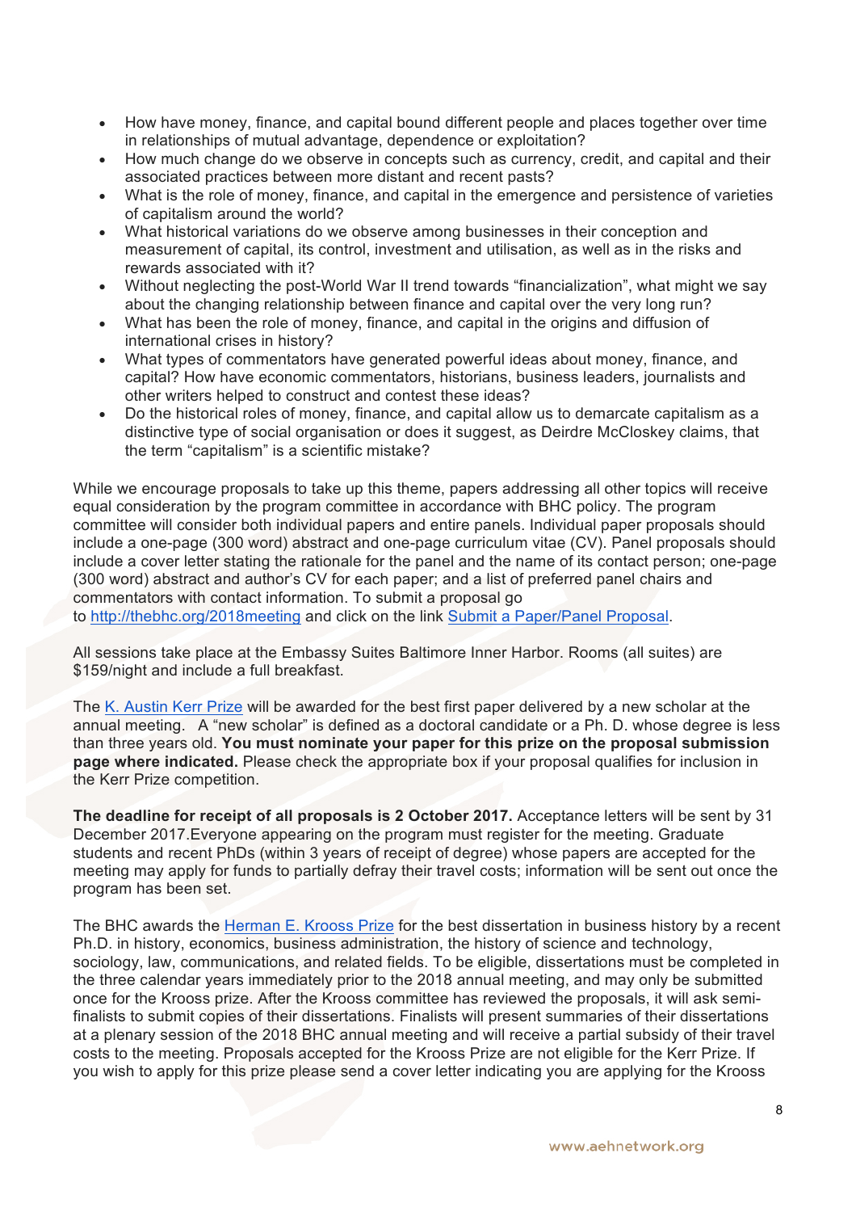- How have money, finance, and capital bound different people and places together over time in relationships of mutual advantage, dependence or exploitation?
- How much change do we observe in concepts such as currency, credit, and capital and their associated practices between more distant and recent pasts?
- What is the role of money, finance, and capital in the emergence and persistence of varieties of capitalism around the world?
- What historical variations do we observe among businesses in their conception and measurement of capital, its control, investment and utilisation, as well as in the risks and rewards associated with it?
- Without neglecting the post-World War II trend towards "financialization", what might we say about the changing relationship between finance and capital over the very long run?
- What has been the role of money, finance, and capital in the origins and diffusion of international crises in history?
- What types of commentators have generated powerful ideas about money, finance, and capital? How have economic commentators, historians, business leaders, journalists and other writers helped to construct and contest these ideas?
- Do the historical roles of money, finance, and capital allow us to demarcate capitalism as a distinctive type of social organisation or does it suggest, as Deirdre McCloskey claims, that the term "capitalism" is a scientific mistake?

While we encourage proposals to take up this theme, papers addressing all other topics will receive equal consideration by the program committee in accordance with BHC policy. The program committee will consider both individual papers and entire panels. Individual paper proposals should include a one-page (300 word) abstract and one-page curriculum vitae (CV). Panel proposals should include a cover letter stating the rationale for the panel and the name of its contact person; one-page (300 word) abstract and author's CV for each paper; and a list of preferred panel chairs and commentators with contact information. To submit a proposal go to http://thebhc.org/2018meeting and click on the link Submit a Paper/Panel Proposal.

All sessions take place at the Embassy Suites Baltimore Inner Harbor. Rooms (all suites) are $159/night and include a full breakfast.

The K. Austin Kerr Prize will be awarded for the best first paper delivered by a new scholar at the annual meeting. A "new scholar" is defined as a doctoral candidate or a Ph. D. whose degree is less than three years old. **You must nominate your paper for this prize on the proposal submission page where indicated.** Please check the appropriate box if your proposal qualifies for inclusion in the Kerr Prize competition.

**The deadline for receipt of all proposals is 2 October 2017.** Acceptance letters will be sent by 31 December 2017.Everyone appearing on the program must register for the meeting. Graduate students and recent PhDs (within 3 years of receipt of degree) whose papers are accepted for the meeting may apply for funds to partially defray their travel costs; information will be sent out once the program has been set.

The BHC awards the Herman E. Krooss Prize for the best dissertation in business history by a recent Ph.D. in history, economics, business administration, the history of science and technology, sociology, law, communications, and related fields. To be eligible, dissertations must be completed in the three calendar years immediately prior to the 2018 annual meeting, and may only be submitted once for the Krooss prize. After the Krooss committee has reviewed the proposals, it will ask semi-finalists to submit copies of their dissertations. Finalists will present summaries of their dissertations at a plenary session of the 2018 BHC annual meeting and will receive a partial subsidy of their travel costs to the meeting. Proposals accepted for the Krooss Prize are not eligible for the Kerr Prize. If you wish to apply for this prize please send a cover letter indicating you are applying for the Krooss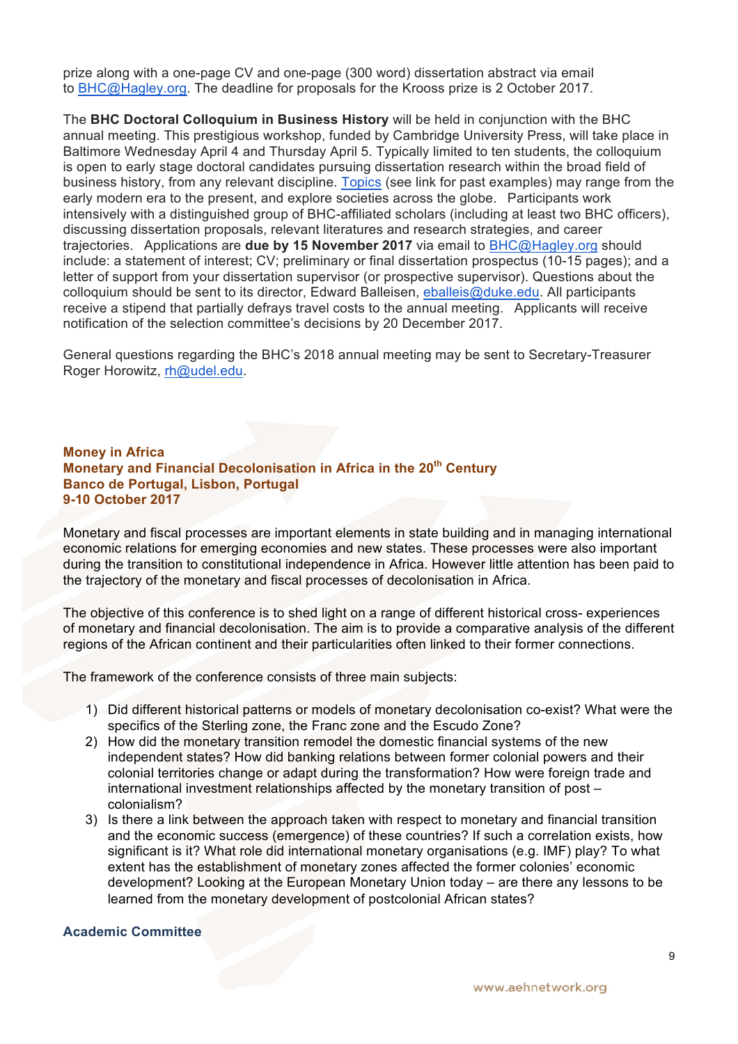prize along with a one-page CV and one-page (300 word) dissertation abstract via email to BHC@Hagley.org. The deadline for proposals for the Krooss prize is 2 October 2017.

The **BHC Doctoral Colloquium in Business History** will be held in conjunction with the BHC annual meeting. This prestigious workshop, funded by Cambridge University Press, will take place in Baltimore Wednesday April 4 and Thursday April 5. Typically limited to ten students, the colloquium is open to early stage doctoral candidates pursuing dissertation research within the broad field of business history, from any relevant discipline. Topics (see link for past examples) may range from the early modern era to the present, and explore societies across the globe. Participants work intensively with a distinguished group of BHC-affiliated scholars (including at least two BHC officers), discussing dissertation proposals, relevant literatures and research strategies, and career trajectories. Applications are **due by 15 November 2017** via email to BHC@Hagley.org should include: a statement of interest; CV; preliminary or final dissertation prospectus (10-15 pages); and a letter of support from your dissertation supervisor (or prospective supervisor). Questions about the colloquium should be sent to its director, Edward Balleisen, eballeis@duke.edu. All participants receive a stipend that partially defrays travel costs to the annual meeting. Applicants will receive notification of the selection committee's decisions by 20 December 2017.

General questions regarding the BHC's 2018 annual meeting may be sent to Secretary-Treasurer Roger Horowitz, rh@udel.edu.

## Money in Africa
## Monetary and Financial Decolonisation in Africa in the 20th Century
## Banco de Portugal, Lisbon, Portugal
## 9-10 October 2017

Monetary and fiscal processes are important elements in state building and in managing international economic relations for emerging economies and new states. These processes were also important during the transition to constitutional independence in Africa. However little attention has been paid to the trajectory of the monetary and fiscal processes of decolonisation in Africa.

The objective of this conference is to shed light on a range of different historical cross- experiences of monetary and financial decolonisation. The aim is to provide a comparative analysis of the different regions of the African continent and their particularities often linked to their former connections.

The framework of the conference consists of three main subjects:

1) Did different historical patterns or models of monetary decolonisation co-exist? What were the specifics of the Sterling zone, the Franc zone and the Escudo Zone?
2) How did the monetary transition remodel the domestic financial systems of the new independent states? How did banking relations between former colonial powers and their colonial territories change or adapt during the transformation? How were foreign trade and international investment relationships affected by the monetary transition of post – colonialism?
3) Is there a link between the approach taken with respect to monetary and financial transition and the economic success (emergence) of these countries? If such a correlation exists, how significant is it? What role did international monetary organisations (e.g. IMF) play? To what extent has the establishment of monetary zones affected the former colonies' economic development? Looking at the European Monetary Union today – are there any lessons to be learned from the monetary development of postcolonial African states?

### Academic Committee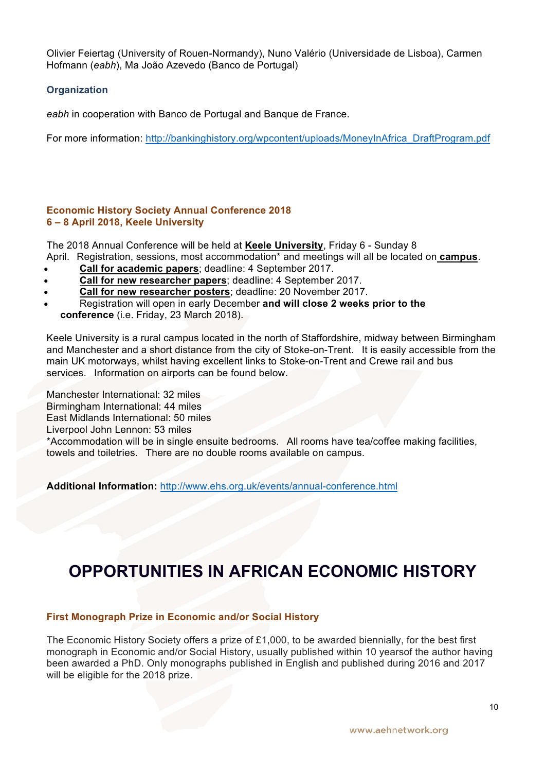Olivier Feiertag (University of Rouen-Normandy), Nuno Valério (Universidade de Lisboa), Carmen Hofmann (*eabh*), Ma João Azevedo (Banco de Portugal)

### Organization

*eabh* in cooperation with Banco de Portugal and Banque de France.

For more information: http://bankinghistory.org/wpcontent/uploads/MoneyInAfrica_DraftProgram.pdf

### Economic History Society Annual Conference 2018
### 6 – 8 April 2018, Keele University

The 2018 Annual Conference will be held at **Keele University**, Friday 6 - Sunday 8 April. Registration, sessions, most accommodation* and meetings will all be located on **campus**.

- **Call for academic papers**; deadline: 4 September 2017.
- **Call for new researcher papers**; deadline: 4 September 2017.
- **Call for new researcher posters**; deadline: 20 November 2017.
- Registration will open in early December **and will close 2 weeks prior to the conference** (i.e. Friday, 23 March 2018).

Keele University is a rural campus located in the north of Staffordshire, midway between Birmingham and Manchester and a short distance from the city of Stoke-on-Trent. It is easily accessible from the main UK motorways, whilst having excellent links to Stoke-on-Trent and Crewe rail and bus services. Information on airports can be found below.

Manchester International: 32 miles
Birmingham International: 44 miles
East Midlands International: 50 miles
Liverpool John Lennon: 53 miles
*Accommodation will be in single ensuite bedrooms. All rooms have tea/coffee making facilities, towels and toiletries. There are no double rooms available on campus.

**Additional Information:** http://www.ehs.org.uk/events/annual-conference.html

# OPPORTUNITIES IN AFRICAN ECONOMIC HISTORY

### First Monograph Prize in Economic and/or Social History

The Economic History Society offers a prize of £1,000, to be awarded biennially, for the best first monograph in Economic and/or Social History, usually published within 10 yearsof the author having been awarded a PhD. Only monographs published in English and published during 2016 and 2017 will be eligible for the 2018 prize.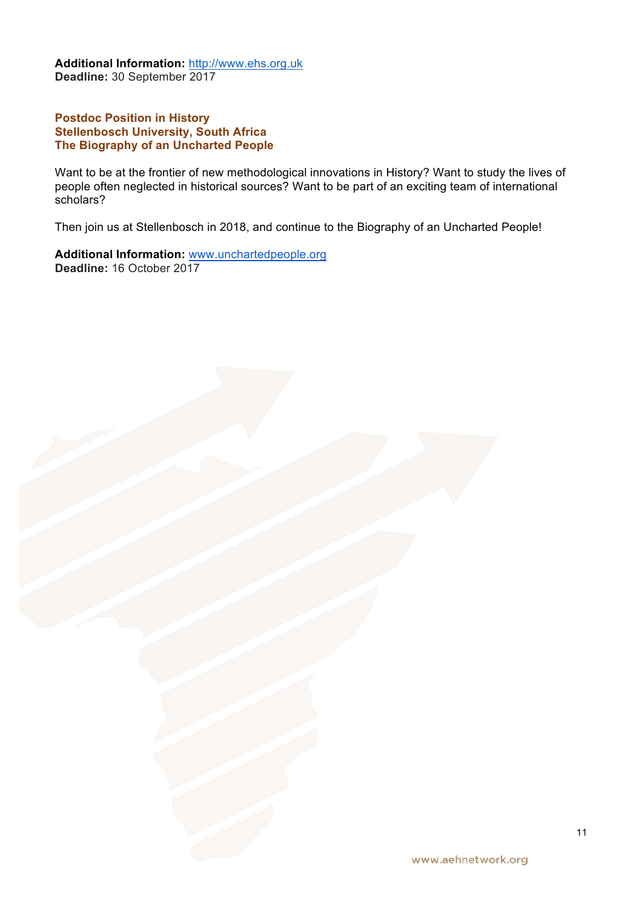**Additional Information:** http://www.ehs.org.uk
**Deadline:** 30 September 2017

### Postdoc Position in History
### Stellenbosch University, South Africa
### The Biography of an Uncharted People

Want to be at the frontier of new methodological innovations in History? Want to study the lives of people often neglected in historical sources? Want to be part of an exciting team of international scholars?

Then join us at Stellenbosch in 2018, and continue to the Biography of an Uncharted People!

**Additional Information:** www.unchartedpeople.org
**Deadline:** 16 October 2017